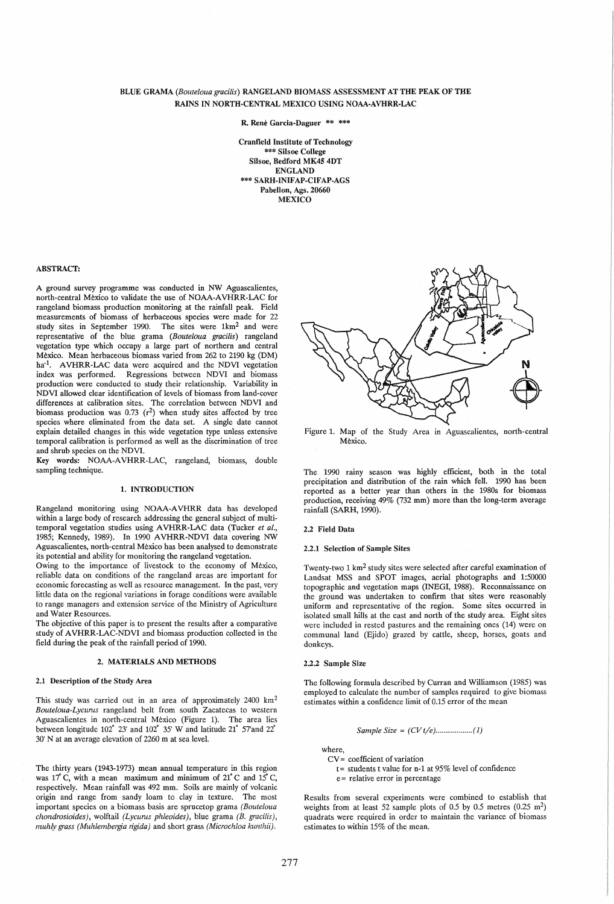# BLUE GRAMA (*Bouteloua gracilis*) RANGELAND BIOMASS ASSESSMENT AT THE PEAK OF THE RAINS IN NORTH-CENTRAL MEXICO USING NOAA-AVHRR-LAC

R. René Garcia-Daguer ** ***

Cranfield Institute of Technology
*** Silsoe College
Silsoe, Bedford MK45 4DT
ENGLAND
*** SARH-INIFAP-CIFAP-AGS
Pabellon, Ags. 20660
MEXICO

## ABSTRACT:

A ground survey programme was conducted in NW Aguascalientes, north-central Mèxico to validate the use of NOAA-AVHRR-LAC for rangeland biomass production monitoring at the rainfall peak. Field measurements of biomass of herbaceous species were made for 22 study sites in September 1990. The sites were 1km$^2$ and were representative of the blue grama (*Bouteloua gracilis*) rangeland vegetation type which occupy a large part of northern and central Mèxico. Mean herbaceous biomass varied from 262 to 2190 kg (DM) ha$^{-1}$. AVHRR-LAC data were acquired and the NDVI vegetation index was performed. Regressions between NDVI and biomass production were conducted to study their relationship. Variability in NDVI allowed clear identification of levels of biomass from land-cover differences at calibration sites. The correlation between NDVI and biomass production was 0.73 ($r^2$) when study sites affected by tree species where eliminated from the data set. A single date cannot explain detailed changes in this wide vegetation type unless extensive temporal calibration is performed as well as the discrimination of tree and shrub species on the NDVI.

**Key words:** NOAA-AVHRR-LAC, rangeland, biomass, double sampling technique.

## 1. INTRODUCTION

Rangeland monitoring using NOAA-AVHRR data has developed within a large body of research addressing the general subject of multi-temporal vegetation studies using AVHRR-LAC data (Tucker *et al.*, 1985; Kennedy, 1989). In 1990 AVHRR-NDVI data covering NW Aguascalientes, north-central Mèxico has been analysed to demonstrate its potential and ability for monitoring the rangeland vegetation.

Owing to the importance of livestock to the economy of Mèxico, reliable data on conditions of the rangeland areas are important for economic forecasting as well as resource management. In the past, very little data on the regional variations in forage conditions were available to range managers and extension service of the Ministry of Agriculture and Water Resources.

The objective of this paper is to present the results after a comparative study of AVHRR-LAC-NDVI and biomass production collected in the field during the peak of the rainfall period of 1990.

## 2. MATERIALS AND METHODS

### 2.1 Description of the Study Area

This study was carried out in an area of approximately 2400 km$^2$ *Bouteloua-Lycurus* rangeland belt from south Zacatecas to western Aguascalientes in north-central Mèxico (Figure 1). The area lies between longitude 102° 23' and 102° 35' W and latitude 21° 57'and 22° 30' N at an average elevation of 2260 m at sea level.

The thirty years (1943-1973) mean annual temperature in this region was 17° C, with a mean maximum and minimum of 21° C and 15° C, respectively. Mean rainfall was 492 mm. Soils are mainly of volcanic origin and range from sandy loam to clay in texture. The most important species on a biomass basis are sprucetop grama *(Bouteloua chondrosioides)*, wolftail *(Lycurus phleoides)*, blue grama *(B. gracilis)*, *muhly grass (Muhlembergia rigida)* and short grass *(Microchloa kunthii)*.

Figure 1. Map of the Study Area in Aguascalientes, north-central Mèxico.

The 1990 rainy season was highly efficient, both in the total precipitation and distribution of the rain which fell. 1990 has been reported as a better year than others in the 1980s for biomass production, receiving 49% (732 mm) more than the long-term average rainfall (SARH, 1990).

### 2.2 Field Data

#### 2.2.1 Selection of Sample Sites

Twenty-two 1 km$^2$ study sites were selected after careful examination of Landsat MSS and SPOT images, aerial photographs and 1:50000 topographic and vegetation maps (INEGI, 1988). Reconnaissance on the ground was undertaken to confirm that sites were reasonably uniform and representative of the region. Some sites occurred in isolated small hills at the east and north of the study area. Eight sites were included in rested pastures and the remaining ones (14) were on communal land (Ejido) grazed by cattle, sheep, horses, goats and donkeys.

#### 2.2.2 Sample Size

The following formula described by Curran and Williamson (1985) was employed to calculate the number of samples required to give biomass estimates within a confidence limit of 0.15 error of the mean

$$Sample\ Size = (CV\,t/e)..................(1)$$

where,

CV = coefficient of variation
t = students t value for n-1 at 95% level of confidence
e = relative error in percentage

Results from several experiments were combined to establish that weights from at least 52 sample plots of 0.5 by 0.5 metres (0.25 m$^2$) quadrats were required in order to maintain the variance of biomass estimates to within 15% of the mean.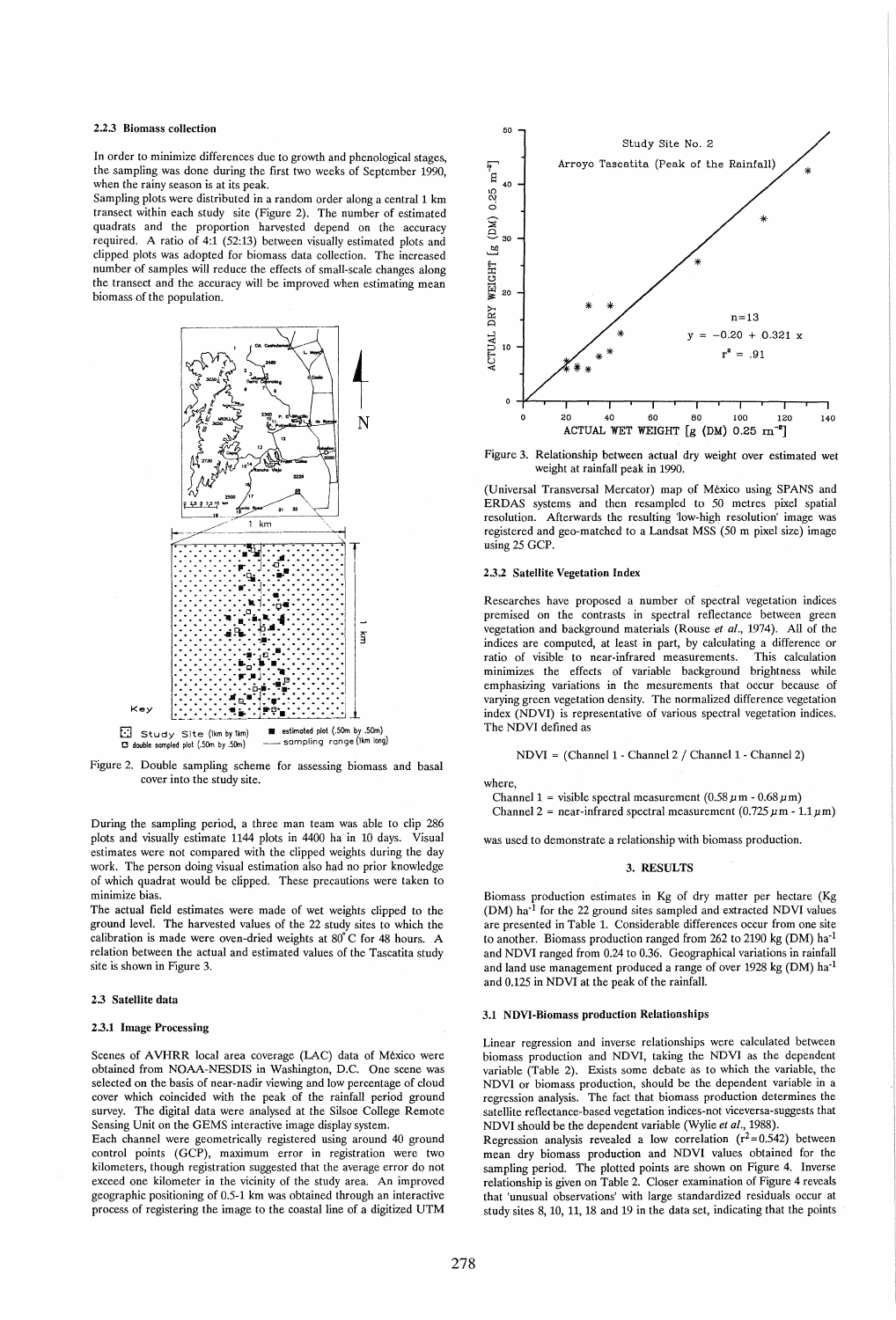#### 2.2.3 Biomass collection

In order to minimize differences due to growth and phenological stages, the sampling was done during the first two weeks of September 1990, when the rainy season is at its peak.

Sampling plots were distributed in a random order along a central 1 km transect within each study site (Figure 2). The number of estimated quadrats and the proportion harvested depend on the accuracy required. A ratio of 4:1 (52:13) between visually estimated plots and clipped plots was adopted for biomass data collection. The increased number of samples will reduce the effects of small-scale changes along the transect and the accuracy will be improved when estimating mean biomass of the population.

Figure 2. Double sampling scheme for assessing biomass and basal cover into the study site.

During the sampling period, a three man team was able to clip 286 plots and visually estimate 1144 plots in 4400 ha in 10 days. Visual estimates were not compared with the clipped weights during the day work. The person doing visual estimation also had no prior knowledge of which quadrat would be clipped. These precautions were taken to minimize bias.

The actual field estimates were made of wet weights clipped to the ground level. The harvested values of the 22 study sites to which the calibration is made were oven-dried weights at 80° C for 48 hours. A relation between the actual and estimated values of the Tascatita study site is shown in Figure 3.

### 2.3 Satellite data

#### 2.3.1 Image Processing

Scenes of AVHRR local area coverage (LAC) data of Mèxico were obtained from NOAA-NESDIS in Washington, D.C. One scene was selected on the basis of near-nadir viewing and low percentage of cloud cover which coincided with the peak of the rainfall period ground survey. The digital data were analysed at the Silsoe College Remote Sensing Unit on the GEMS interactive image display system.

Each channel were geometrically registered using around 40 ground control points (GCP), maximum error in registration were two kilometers, though registration suggested that the average error do not exceed one kilometer in the vicinity of the study area. An improved geographic positioning of 0.5-1 km was obtained through an interactive process of registering the image to the coastal line of a digitized UTM (Universal Transversal Mercator) map of Mèxico using SPANS and ERDAS systems and then resampled to 50 metres pixel spatial resolution. Afterwards the resulting 'low-high resolution' image was registered and geo-matched to a Landsat MSS (50 m pixel size) image using 25 GCP.

Figure 3. Relationship between actual dry weight over estimated wet weight at rainfall peak in 1990.

#### 2.3.2 Satellite Vegetation Index

Researches have proposed a number of spectral vegetation indices premised on the contrasts in spectral reflectance between green vegetation and background materials (Rouse *et al.*, 1974). All of the indices are computed, at least in part, by calculating a difference or ratio of visible to near-infrared measurements. This calculation minimizes the effects of variable background brightness while emphasizing variations in the mesurements that occur because of varying green vegetation density. The normalized difference vegetation index (NDVI) is representative of various spectral vegetation indices. The NDVI defined as

$$\text{NDVI} = (\text{Channel 1 - Channel 2 / Channel 1 - Channel 2})$$

where,

Channel 1 = visible spectral measurement ($0.58\,\mu m - 0.68\,\mu m$)
Channel 2 = near-infrared spectral measurement ($0.725\,\mu m - 1.1\,\mu m$)

was used to demonstrate a relationship with biomass production.

## 3. RESULTS

Biomass production estimates in Kg of dry matter per hectare (Kg (DM) $ha^{-1}$ for the 22 ground sites sampled and extracted NDVI values are presented in Table 1. Considerable differences occur from one site to another. Biomass production ranged from 262 to 2190 kg (DM) $ha^{-1}$ and NDVI ranged from 0.24 to 0.36. Geographical variations in rainfall and land use management produced a range of over 1928 kg (DM) $ha^{-1}$ and 0.125 in NDVI at the peak of the rainfall.

### 3.1 NDVI-Biomass production Relationships

Linear regression and inverse relationships were calculated between biomass production and NDVI, taking the NDVI as the dependent variable (Table 2). Exists some debate as to which the variable, the NDVI or biomass production, should be the dependent variable in a regression analysis. The fact that biomass production determines the satellite reflectance-based vegetation indices-not viceversa-suggests that NDVI should be the dependent variable (Wylie *et al.*, 1988).

Regression analysis revealed a low correlation ($r^2=0.542$) between mean dry biomass production and NDVI values obtained for the sampling period. The plotted points are shown on Figure 4. Inverse relationship is given on Table 2. Closer examination of Figure 4 reveals that 'unusual observations' with large standardized residuals occur at study sites 8, 10, 11, 18 and 19 in the data set, indicating that the points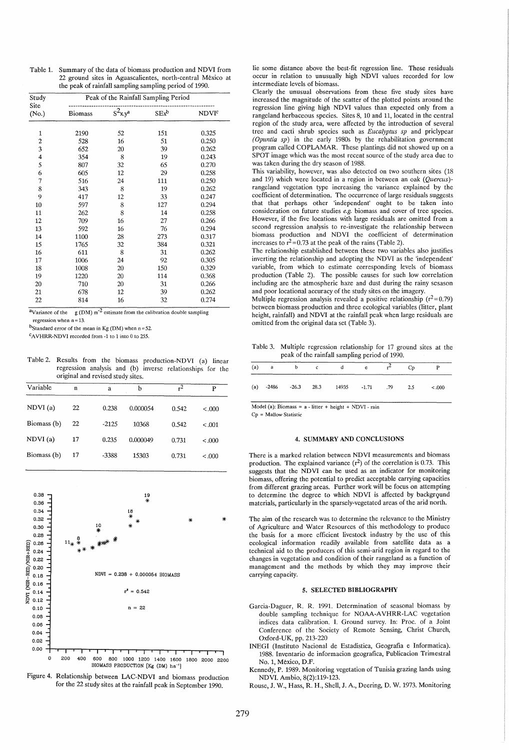Table 1. Summary of the data of biomass production and NDVI from 22 ground sites in Aguascalientes, north-central México at the peak of rainfall sampling sampling period of 1990.

| Study Site (No.) | Peak of the Rainfall Sampling Period | | | |
|---|---|---|---|---|
| | Biomass | $S^2x.y^a$ | $SEx^b$ | $NDVI^c$ |
| 1 | 2190 | 52 | 151 | 0.325 |
| 2 | 528 | 16 | 51 | 0.250 |
| 3 | 652 | 20 | 39 | 0.262 |
| 4 | 354 | 8 | 19 | 0.243 |
| 5 | 807 | 32 | 65 | 0.270 |
| 6 | 605 | 12 | 29 | 0.258 |
| 7 | 516 | 24 | 111 | 0.250 |
| 8 | 343 | 8 | 19 | 0.262 |
| 9 | 417 | 12 | 33 | 0.247 |
| 10 | 597 | 8 | 127 | 0.294 |
| 11 | 262 | 8 | 14 | 0.258 |
| 12 | 709 | 16 | 27 | 0.266 |
| 13 | 592 | 16 | 76 | 0.294 |
| 14 | 1100 | 28 | 273 | 0.317 |
| 15 | 1765 | 32 | 384 | 0.321 |
| 16 | 611 | 8 | 31 | 0.262 |
| 17 | 1006 | 24 | 92 | 0.305 |
| 18 | 1008 | 20 | 150 | 0.329 |
| 19 | 1220 | 20 | 114 | 0.368 |
| 20 | 710 | 20 | 31 | 0.266 |
| 21 | 678 | 12 | 39 | 0.262 |
| 22 | 814 | 16 | 32 | 0.274 |

[a]Variance of the g (DM) $m^{-2}$ estimate from the calibration double sampling regression when n = 13.

[b]Standard error of the mean in Kg (DM) when n = 52.

[c]AVHRR-NDVI recorded from -1 to 1 into 0 to 255.

Table 2. Results from the biomass production-NDVI (a) linear regression analysis and (b) inverse relationships for the original and revised study sites.

| Variable | n | a | b | $r^2$ | P |
|---|---|---|---|---|---|
| NDVI (a) | 22 | 0.238 | 0.000054 | 0.542 | <.000 |
| Biomass (b) | 22 | -2125 | 10368 | 0.542 | <.001 |
| NDVI (a) | 17 | 0.235 | 0.000049 | 0.731 | <.000 |
| Biomass (b) | 17 | -3388 | 15303 | 0.731 | <.000 |

Figure 4. Relationship between LAC-NDVI and biomass production for the 22 study sites at the rainfall peak in September 1990.

lie some distance above the best-fit regression line. These residuals occur in relation to unusually high NDVI values recorded for low intermediate levels of biomass.

Clearly the unusual observations from these five study sites have increased the magnitude of the scatter of the plotted points around the regression line giving high NDVI values than expected only from a rangeland herbaceous species. Sites 8, 10 and 11, located in the central region of the study area, were affected by the introduction of several tree and cacti shrub species such as *Eucalyptus sp* and priclypear *(Opuntia sp)* in the early 1980s by the rehabilitation government program called COPLAMAR. These plantings did not showed up on a SPOT image which was the most recent source of the study area due to was taken during the dry season of 1988.

This variability, however, was also detected on two southern sites (18 and 19) which were located in a region in between an oak (*Quercus*)-rangeland vegetation type increasing the variance explained by the coefficient of determination. The occurrence of large residuals suggests that that perhaps other 'independent' ought to be taken into consideration on future studies *e.g.* biomass and cover of tree species. However, if the five locations with large residuals are omitted from a second regression analysis to re-investigate the relationship between biomass production and NDVI the coefficient of determination increases to $r^2=0.73$ at the peak of the rains (Table 2).

The relationship established between these two variables also justifies inverting the relationship and adopting the NDVI as the 'independent' variable, from which to estimate corresponding levels of biomass production (Table 2). The possible causes for such low correlation including are the atmospheric haze and dust during the rainy sesason and poor locational accuracy of the study sites on the imagery.

Multiple regression analysis revealed a positive relationship ($r^2=0.79$) between biomass production and three ecological variables (litter, plant height, rainfall) and NDVI at the rainfall peak when large residuals are omitted from the original data set (Table 3).

Table 3. Multiple regression relationship for 17 ground sites at the peak of the rainfall sampling period of 1990.

| (a) | a | b | c | d | e | $r^2$ | Cp | P |
|---|---|---|---|---|---|---|---|---|
| (a) | -2486 | -26.3 | 28.3 | 14935 | -1.71 | .79 | 2.5 | <.000 |

Model (a): Biomass = a - litter + height + NDVI - rain

Cp = Mallow Statistic

## 4. SUMMARY AND CONCLUSIONS

There is a marked relation between NDVI measurements and biomass production. The explained variance ($r^2$) of the correlation is 0.73. This suggests that the NDVI can be used as an indicator for monitoring biomass, offering the potential to predict acceptable carrying capacities from different grazing areas. Further work will be focus on attempting to determine the degree to which NDVI is affected by background materials, particularly in the sparsely-vegetated areas of the arid north.

The aim of the research was to determine the relevance to the Ministry of Agriculture and Water Resources of this methodology to produce the basis for a more efficient livestock industry by the use of this ecological information readily available from satellite data as a technical aid to the producers of this semi-arid region in regard to the changes in vegetation and condition of their rangeland as a function of management and the methods by which they may improve their carrying capacity.

## 5. SELECTED BIBLIOGRAPHY

Garcia-Daguer, R. R. 1991. Determination of seasonal biomass by double sampling technique for NOAA-AVHRR-LAC vegetation indices data calibration. I. Ground survey. In: Proc. of a Joint Conference of the Society of Remote Sensing, Christ Church, Oxford-UK, pp. 213-220

INEGI (Instituto Nacional de Estadistica, Geografia e Informatica). 1988. Inventario de informacion geografica, Publicacion Trimestral No. 1, Mèxico, D.F.

Kennedy, P. 1989. Monitoring vegetation of Tunisia grazing lands using NDVI. Ambio, 8(2):119-123.

Rouse, J. W., Hass, R. H., Shell, J. A., Deering, D. W. 1973. Monitoring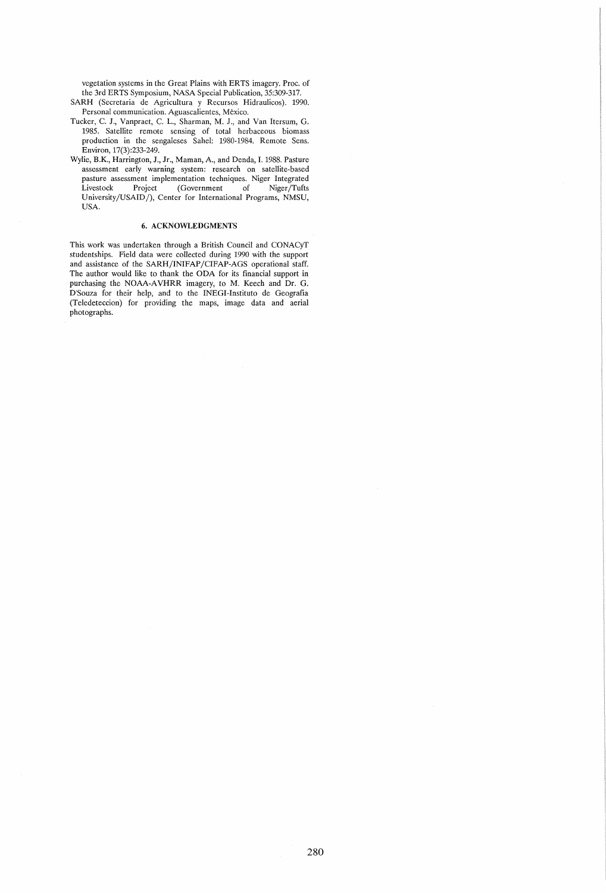vegetation systems in the Great Plains with ERTS imagery. Proc. of the 3rd ERTS Symposium, NASA Special Publication, 35:309-317.

SARH (Secretaria de Agricultura y Recursos Hidraulicos). 1990. Personal communication. Aguascalientes, Mèxico.

Tucker, C. J., Vanpraet, C. L., Sharman, M. J., and Van Itersum, G. 1985. Satellite remote sensing of total herbaceous biomass production in the sengaleses Sahel: 1980-1984. Remote Sens. Environ, 17(3):233-249.

Wylie, B.K., Harrington, J., Jr., Maman, A., and Denda, I. 1988. Pasture assessment early warning system: research on satellite-based pasture assessment implementation techniques. Niger Integrated Livestock Project (Government of Niger/Tufts University/USAID/), Center for International Programs, NMSU, USA.

## 6. ACKNOWLEDGMENTS

This work was undertaken through a British Council and CONACyT studentships. Field data were collected during 1990 with the support and assistance of the SARH/INIFAP/CIFAP-AGS operational staff. The author would like to thank the ODA for its financial support in purchasing the NOAA-AVHRR imagery, to M. Keech and Dr. G. D'Souza for their help, and to the INEGI-Instituto de Geografia (Teledeteccion) for providing the maps, image data and aerial photographs.